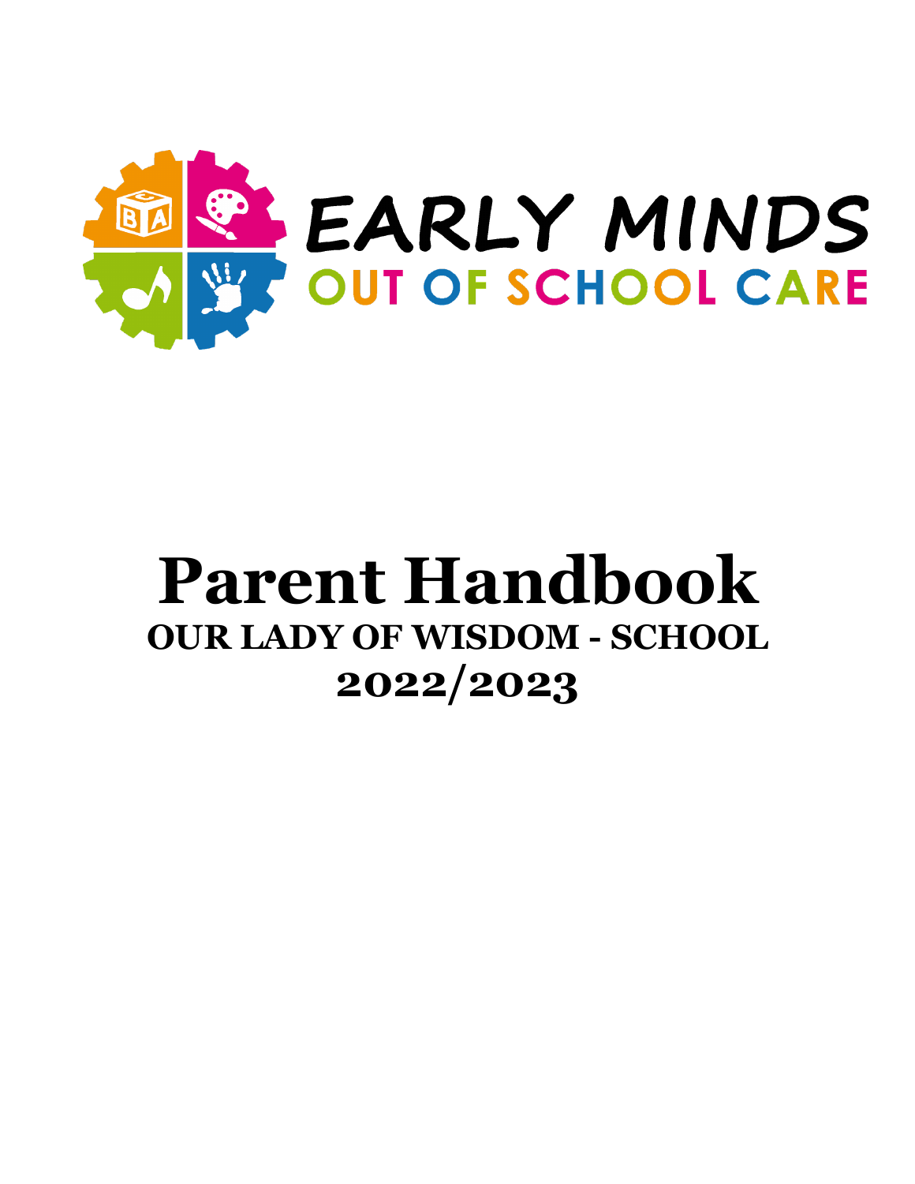EARLY MINDS

OUT OF SCHOOL CARE

# Parent Handbook

## OUR LADY OF WISDOM - SCHOOL

## 2022/2023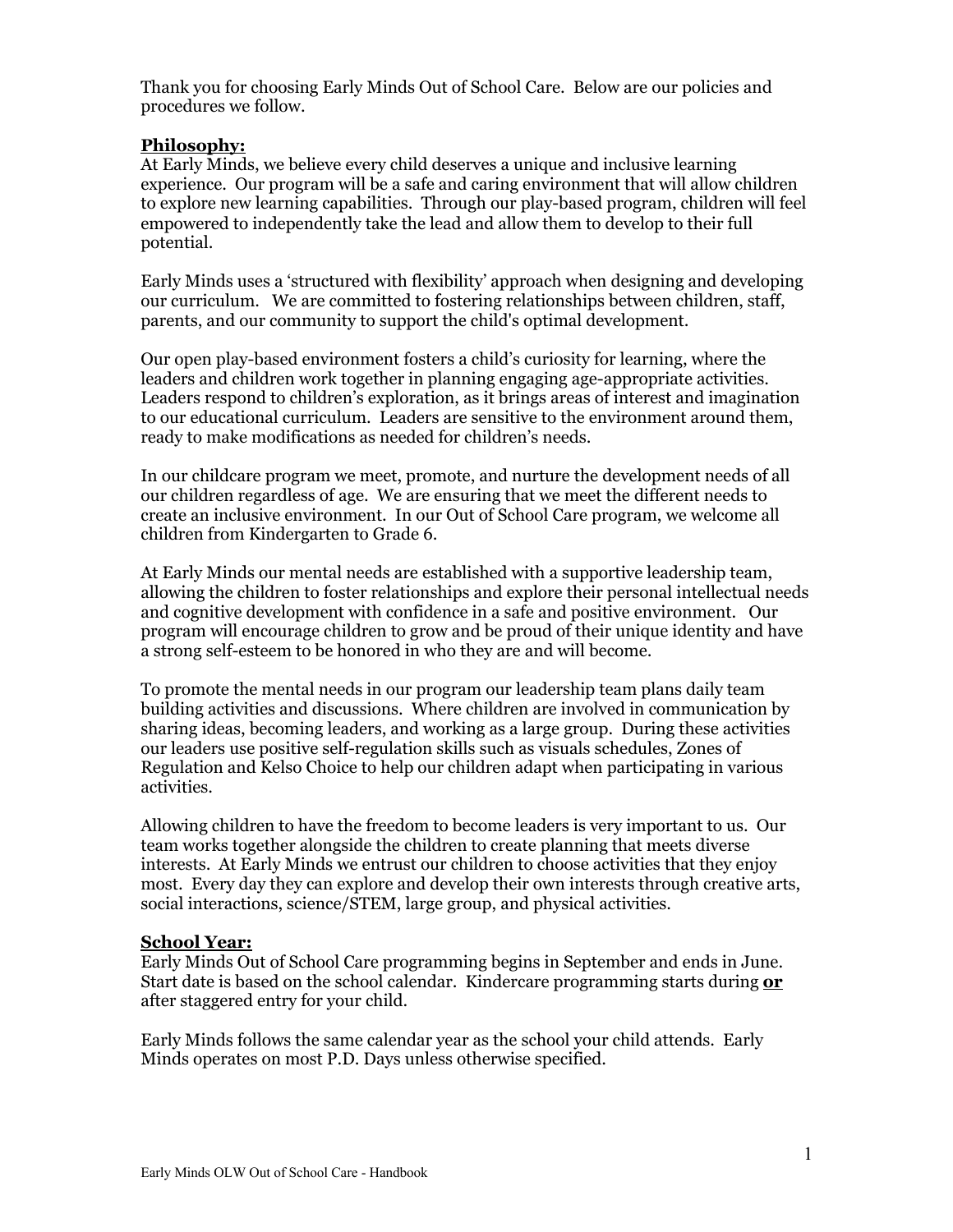Thank you for choosing Early Minds Out of School Care. Below are our policies and procedures we follow.

**Philosophy:**

At Early Minds, we believe every child deserves a unique and inclusive learning experience. Our program will be a safe and caring environment that will allow children to explore new learning capabilities. Through our play-based program, children will feel empowered to independently take the lead and allow them to develop to their full potential.

Early Minds uses a 'structured with flexibility' approach when designing and developing our curriculum. We are committed to fostering relationships between children, staff, parents, and our community to support the child's optimal development.

Our open play-based environment fosters a child's curiosity for learning, where the leaders and children work together in planning engaging age-appropriate activities. Leaders respond to children's exploration, as it brings areas of interest and imagination to our educational curriculum. Leaders are sensitive to the environment around them, ready to make modifications as needed for children's needs.

In our childcare program we meet, promote, and nurture the development needs of all our children regardless of age. We are ensuring that we meet the different needs to create an inclusive environment. In our Out of School Care program, we welcome all children from Kindergarten to Grade 6.

At Early Minds our mental needs are established with a supportive leadership team, allowing the children to foster relationships and explore their personal intellectual needs and cognitive development with confidence in a safe and positive environment. Our program will encourage children to grow and be proud of their unique identity and have a strong self-esteem to be honored in who they are and will become.

To promote the mental needs in our program our leadership team plans daily team building activities and discussions. Where children are involved in communication by sharing ideas, becoming leaders, and working as a large group. During these activities our leaders use positive self-regulation skills such as visuals schedules, Zones of Regulation and Kelso Choice to help our children adapt when participating in various activities.

Allowing children to have the freedom to become leaders is very important to us. Our team works together alongside the children to create planning that meets diverse interests. At Early Minds we entrust our children to choose activities that they enjoy most. Every day they can explore and develop their own interests through creative arts, social interactions, science/STEM, large group, and physical activities.

**School Year:**

Early Minds Out of School Care programming begins in September and ends in June. Start date is based on the school calendar. Kindercare programming starts during **or** after staggered entry for your child.

Early Minds follows the same calendar year as the school your child attends. Early Minds operates on most P.D. Days unless otherwise specified.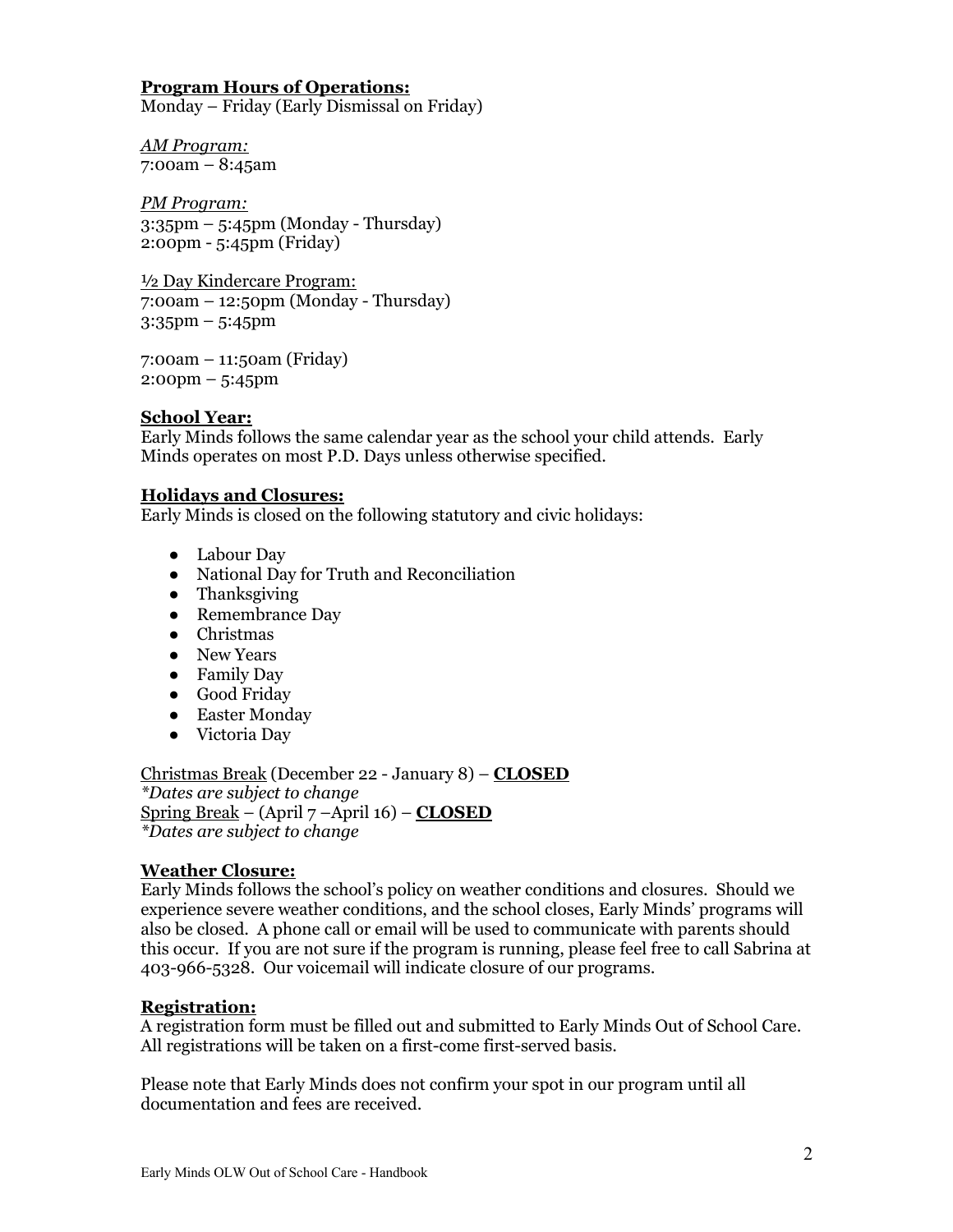## **Program Hours of Operations:**

Monday – Friday (Early Dismissal on Friday)

*AM Program:*
7:00am – 8:45am

*PM Program:*
3:35pm – 5:45pm (Monday - Thursday)
2:00pm - 5:45pm (Friday)

½ Day Kindercare Program:
7:00am – 12:50pm (Monday - Thursday)
3:35pm – 5:45pm

7:00am – 11:50am (Friday)
2:00pm – 5:45pm

## **School Year:**

Early Minds follows the same calendar year as the school your child attends. Early Minds operates on most P.D. Days unless otherwise specified.

## **Holidays and Closures:**

Early Minds is closed on the following statutory and civic holidays:

- Labour Day
- National Day for Truth and Reconciliation
- Thanksgiving
- Remembrance Day
- Christmas
- New Years
- Family Day
- Good Friday
- Easter Monday
- Victoria Day

Christmas Break (December 22 - January 8) – **CLOSED**
*\*Dates are subject to change*
Spring Break – (April 7 –April 16) – **CLOSED**
*\*Dates are subject to change*

## **Weather Closure:**

Early Minds follows the school's policy on weather conditions and closures. Should we experience severe weather conditions, and the school closes, Early Minds' programs will also be closed. A phone call or email will be used to communicate with parents should this occur. If you are not sure if the program is running, please feel free to call Sabrina at 403-966-5328. Our voicemail will indicate closure of our programs.

## **Registration:**

A registration form must be filled out and submitted to Early Minds Out of School Care. All registrations will be taken on a first-come first-served basis.

Please note that Early Minds does not confirm your spot in our program until all documentation and fees are received.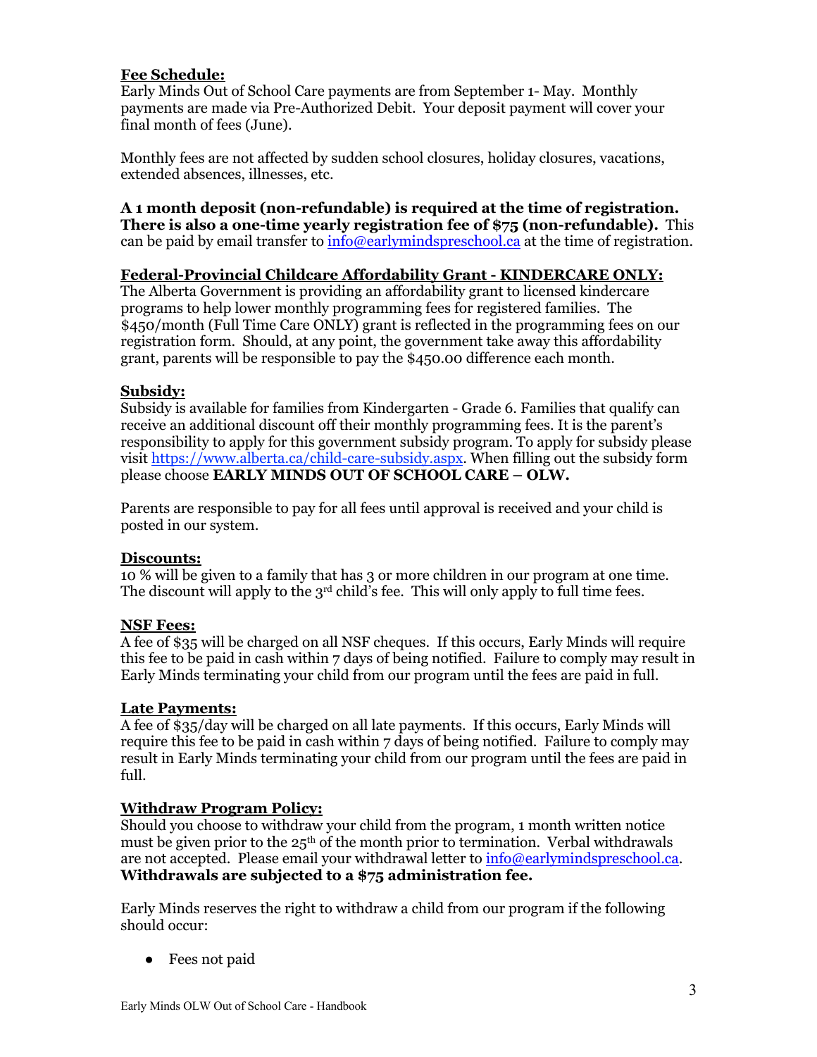**<u>Fee Schedule:</u>**
Early Minds Out of School Care payments are from September 1- May. Monthly payments are made via Pre-Authorized Debit. Your deposit payment will cover your final month of fees (June).

Monthly fees are not affected by sudden school closures, holiday closures, vacations, extended absences, illnesses, etc.

**A 1 month deposit (non-refundable) is required at the time of registration. There is also a one-time yearly registration fee of $75 (non-refundable).** This can be paid by email transfer to info@earlymindspreschool.ca at the time of registration.

**<u>Federal-Provincial Childcare Affordability Grant - KINDERCARE ONLY:</u>**
The Alberta Government is providing an affordability grant to licensed kindercare programs to help lower monthly programming fees for registered families. The $450/month (Full Time Care ONLY) grant is reflected in the programming fees on our registration form. Should, at any point, the government take away this affordability grant, parents will be responsible to pay the $450.00 difference each month.

**<u>Subsidy:</u>**
Subsidy is available for families from Kindergarten - Grade 6. Families that qualify can receive an additional discount off their monthly programming fees. It is the parent's responsibility to apply for this government subsidy program. To apply for subsidy please visit https://www.alberta.ca/child-care-subsidy.aspx. When filling out the subsidy form please choose **EARLY MINDS OUT OF SCHOOL CARE – OLW.**

Parents are responsible to pay for all fees until approval is received and your child is posted in our system.

**<u>Discounts:</u>**
10 % will be given to a family that has 3 or more children in our program at one time. The discount will apply to the 3rd child's fee. This will only apply to full time fees.

**<u>NSF Fees:</u>**
A fee of $35 will be charged on all NSF cheques. If this occurs, Early Minds will require this fee to be paid in cash within 7 days of being notified. Failure to comply may result in Early Minds terminating your child from our program until the fees are paid in full.

**<u>Late Payments:</u>**
A fee of $35/day will be charged on all late payments. If this occurs, Early Minds will require this fee to be paid in cash within 7 days of being notified. Failure to comply may result in Early Minds terminating your child from our program until the fees are paid in full.

**<u>Withdraw Program Policy:</u>**
Should you choose to withdraw your child from the program, 1 month written notice must be given prior to the 25th of the month prior to termination. Verbal withdrawals are not accepted. Please email your withdrawal letter to info@earlymindspreschool.ca.
**Withdrawals are subjected to a $75 administration fee.**

Early Minds reserves the right to withdraw a child from our program if the following should occur:

- Fees not paid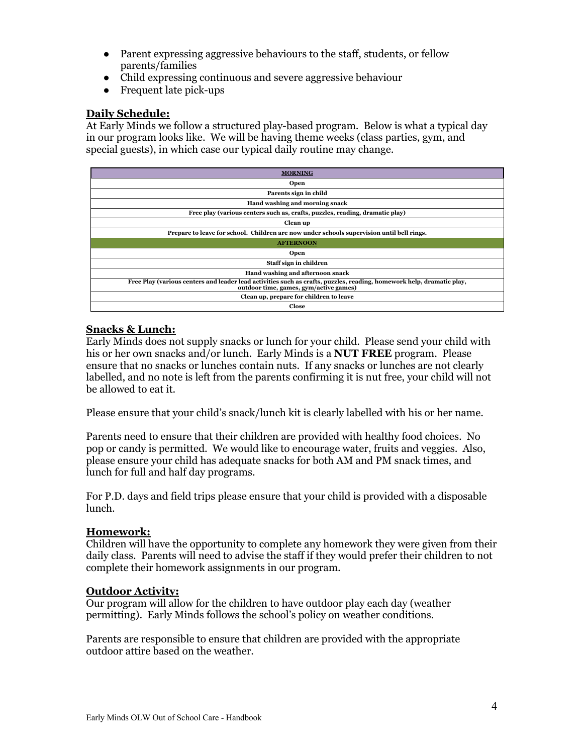- Parent expressing aggressive behaviours to the staff, students, or fellow parents/families
- Child expressing continuous and severe aggressive behaviour
- Frequent late pick-ups

**Daily Schedule:**

At Early Minds we follow a structured play-based program. Below is what a typical day in our program looks like. We will be having theme weeks (class parties, gym, and special guests), in which case our typical daily routine may change.

| **MORNING** |
|---|
| **Open** |
| **Parents sign in child** |
| **Hand washing and morning snack** |
| **Free play (various centers such as, crafts, puzzles, reading, dramatic play)** |
| **Clean up** |
| **Prepare to leave for school. Children are now under schools supervision until bell rings.** |
| **AFTERNOON** |
| **Open** |
| **Staff sign in children** |
| **Hand washing and afternoon snack** |
| **Free Play (various centers and leader lead activities such as crafts, puzzles, reading, homework help, dramatic play, outdoor time, games, gym/active games)** |
| **Clean up, prepare for children to leave** |
| **Close** |

**Snacks & Lunch:**

Early Minds does not supply snacks or lunch for your child. Please send your child with his or her own snacks and/or lunch. Early Minds is a **NUT FREE** program. Please ensure that no snacks or lunches contain nuts. If any snacks or lunches are not clearly labelled, and no note is left from the parents confirming it is nut free, your child will not be allowed to eat it.

Please ensure that your child's snack/lunch kit is clearly labelled with his or her name.

Parents need to ensure that their children are provided with healthy food choices. No pop or candy is permitted. We would like to encourage water, fruits and veggies. Also, please ensure your child has adequate snacks for both AM and PM snack times, and lunch for full and half day programs.

For P.D. days and field trips please ensure that your child is provided with a disposable lunch.

**Homework:**

Children will have the opportunity to complete any homework they were given from their daily class. Parents will need to advise the staff if they would prefer their children to not complete their homework assignments in our program.

**Outdoor Activity:**

Our program will allow for the children to have outdoor play each day (weather permitting). Early Minds follows the school's policy on weather conditions.

Parents are responsible to ensure that children are provided with the appropriate outdoor attire based on the weather.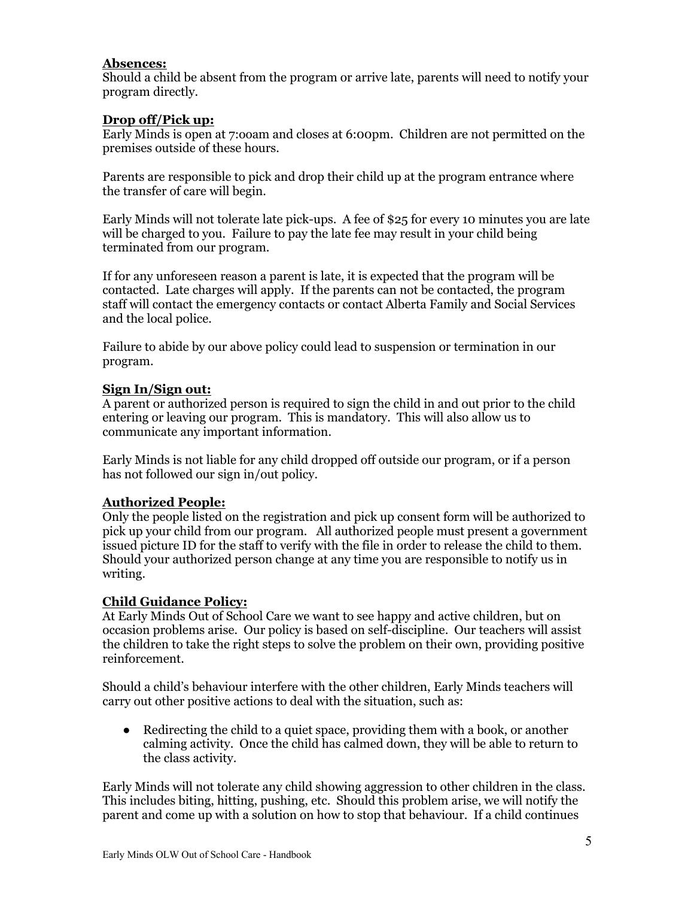**Absences:**
Should a child be absent from the program or arrive late, parents will need to notify your program directly.

**Drop off/Pick up:**
Early Minds is open at 7:00am and closes at 6:00pm. Children are not permitted on the premises outside of these hours.

Parents are responsible to pick and drop their child up at the program entrance where the transfer of care will begin.

Early Minds will not tolerate late pick-ups. A fee of $25 for every 10 minutes you are late will be charged to you. Failure to pay the late fee may result in your child being terminated from our program.

If for any unforeseen reason a parent is late, it is expected that the program will be contacted. Late charges will apply. If the parents can not be contacted, the program staff will contact the emergency contacts or contact Alberta Family and Social Services and the local police.

Failure to abide by our above policy could lead to suspension or termination in our program.

**Sign In/Sign out:**
A parent or authorized person is required to sign the child in and out prior to the child entering or leaving our program. This is mandatory. This will also allow us to communicate any important information.

Early Minds is not liable for any child dropped off outside our program, or if a person has not followed our sign in/out policy.

**Authorized People:**
Only the people listed on the registration and pick up consent form will be authorized to pick up your child from our program. All authorized people must present a government issued picture ID for the staff to verify with the file in order to release the child to them. Should your authorized person change at any time you are responsible to notify us in writing.

**Child Guidance Policy:**
At Early Minds Out of School Care we want to see happy and active children, but on occasion problems arise. Our policy is based on self-discipline. Our teachers will assist the children to take the right steps to solve the problem on their own, providing positive reinforcement.

Should a child's behaviour interfere with the other children, Early Minds teachers will carry out other positive actions to deal with the situation, such as:

- Redirecting the child to a quiet space, providing them with a book, or another calming activity. Once the child has calmed down, they will be able to return to the class activity.

Early Minds will not tolerate any child showing aggression to other children in the class. This includes biting, hitting, pushing, etc. Should this problem arise, we will notify the parent and come up with a solution on how to stop that behaviour. If a child continues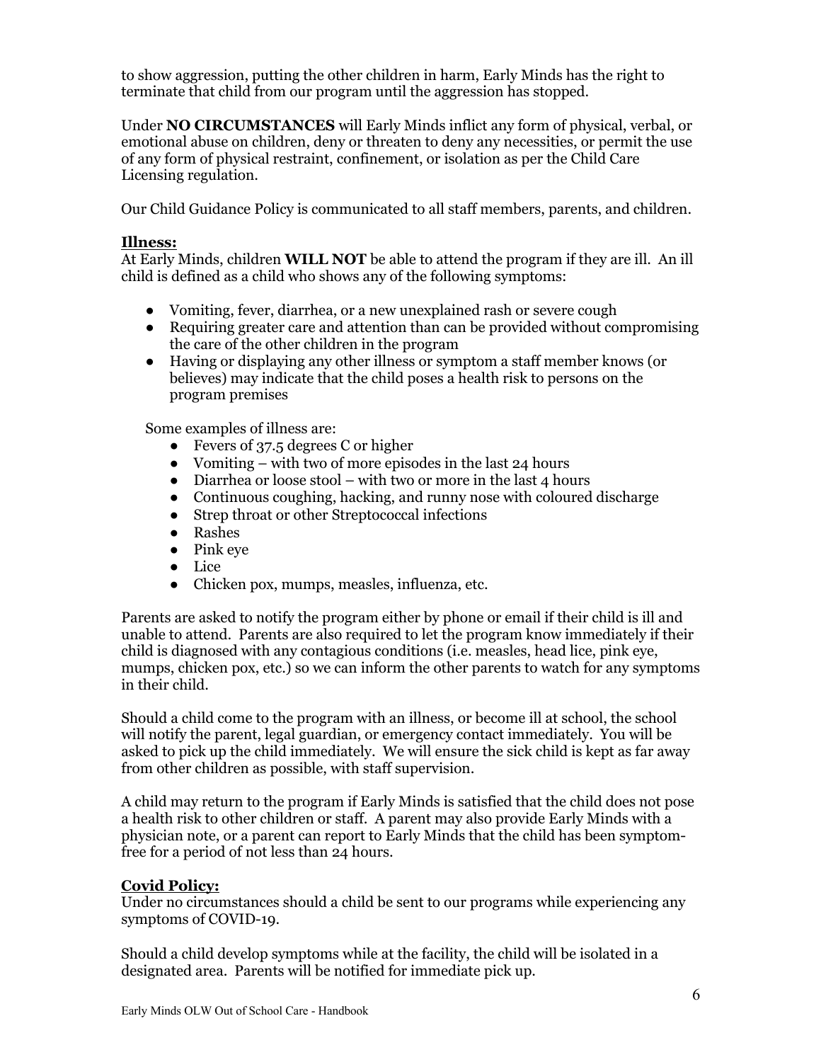to show aggression, putting the other children in harm, Early Minds has the right to terminate that child from our program until the aggression has stopped.

Under **NO CIRCUMSTANCES** will Early Minds inflict any form of physical, verbal, or emotional abuse on children, deny or threaten to deny any necessities, or permit the use of any form of physical restraint, confinement, or isolation as per the Child Care Licensing regulation.

Our Child Guidance Policy is communicated to all staff members, parents, and children.

## **Illness:**

At Early Minds, children **WILL NOT** be able to attend the program if they are ill. An ill child is defined as a child who shows any of the following symptoms:

- Vomiting, fever, diarrhea, or a new unexplained rash or severe cough
- Requiring greater care and attention than can be provided without compromising the care of the other children in the program
- Having or displaying any other illness or symptom a staff member knows (or believes) may indicate that the child poses a health risk to persons on the program premises

Some examples of illness are:

- Fevers of 37.5 degrees C or higher
- Vomiting – with two of more episodes in the last 24 hours
- Diarrhea or loose stool – with two or more in the last 4 hours
- Continuous coughing, hacking, and runny nose with coloured discharge
- Strep throat or other Streptococcal infections
- Rashes
- Pink eye
- Lice
- Chicken pox, mumps, measles, influenza, etc.

Parents are asked to notify the program either by phone or email if their child is ill and unable to attend. Parents are also required to let the program know immediately if their child is diagnosed with any contagious conditions (i.e. measles, head lice, pink eye, mumps, chicken pox, etc.) so we can inform the other parents to watch for any symptoms in their child.

Should a child come to the program with an illness, or become ill at school, the school will notify the parent, legal guardian, or emergency contact immediately. You will be asked to pick up the child immediately. We will ensure the sick child is kept as far away from other children as possible, with staff supervision.

A child may return to the program if Early Minds is satisfied that the child does not pose a health risk to other children or staff. A parent may also provide Early Minds with a physician note, or a parent can report to Early Minds that the child has been symptom-free for a period of not less than 24 hours.

## **Covid Policy:**

Under no circumstances should a child be sent to our programs while experiencing any symptoms of COVID-19.

Should a child develop symptoms while at the facility, the child will be isolated in a designated area. Parents will be notified for immediate pick up.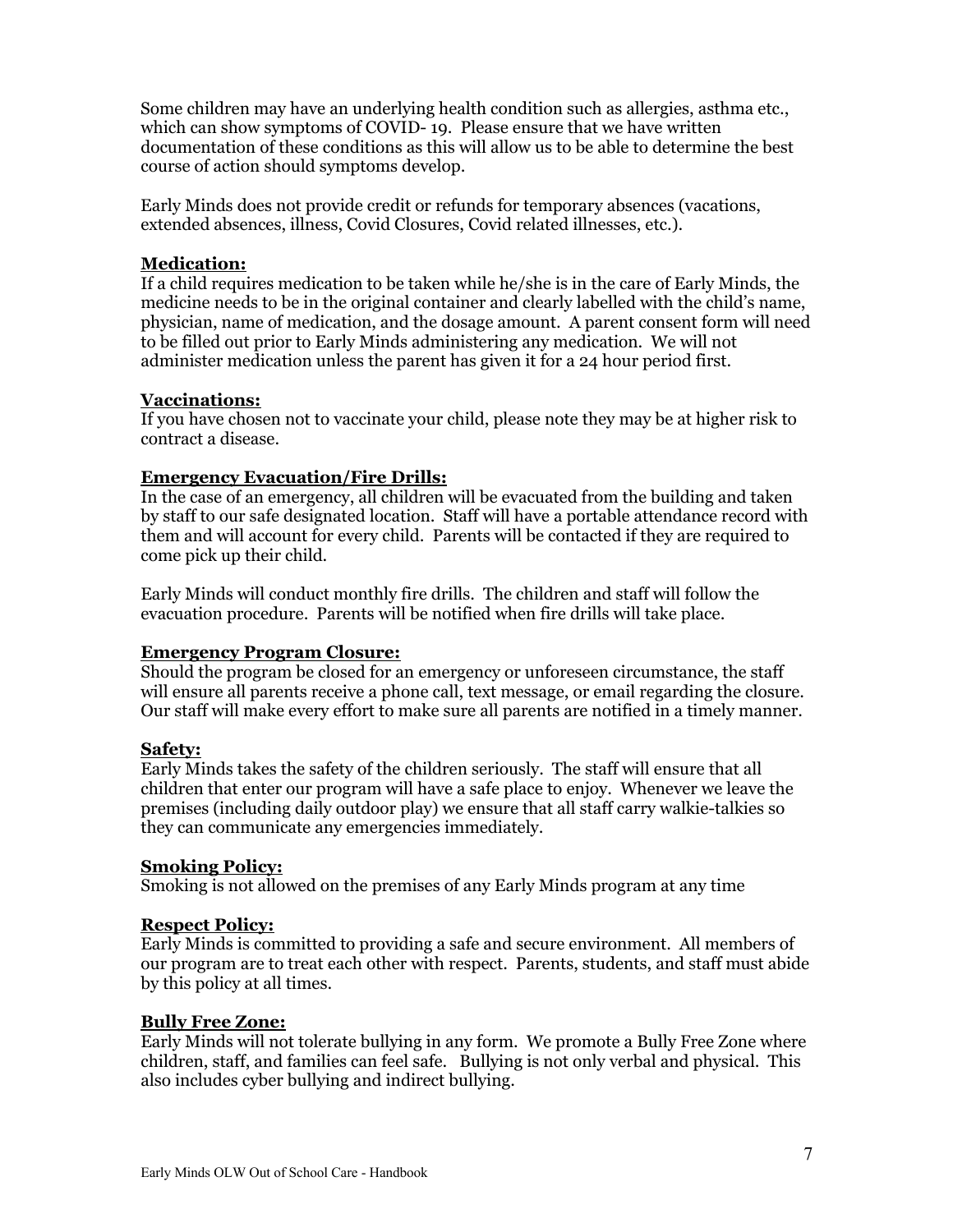Some children may have an underlying health condition such as allergies, asthma etc., which can show symptoms of COVID- 19. Please ensure that we have written documentation of these conditions as this will allow us to be able to determine the best course of action should symptoms develop.

Early Minds does not provide credit or refunds for temporary absences (vacations, extended absences, illness, Covid Closures, Covid related illnesses, etc.).

**Medication:**

If a child requires medication to be taken while he/she is in the care of Early Minds, the medicine needs to be in the original container and clearly labelled with the child's name, physician, name of medication, and the dosage amount. A parent consent form will need to be filled out prior to Early Minds administering any medication. We will not administer medication unless the parent has given it for a 24 hour period first.

**Vaccinations:**

If you have chosen not to vaccinate your child, please note they may be at higher risk to contract a disease.

**Emergency Evacuation/Fire Drills:**

In the case of an emergency, all children will be evacuated from the building and taken by staff to our safe designated location. Staff will have a portable attendance record with them and will account for every child. Parents will be contacted if they are required to come pick up their child.

Early Minds will conduct monthly fire drills. The children and staff will follow the evacuation procedure. Parents will be notified when fire drills will take place.

**Emergency Program Closure:**

Should the program be closed for an emergency or unforeseen circumstance, the staff will ensure all parents receive a phone call, text message, or email regarding the closure. Our staff will make every effort to make sure all parents are notified in a timely manner.

**Safety:**

Early Minds takes the safety of the children seriously. The staff will ensure that all children that enter our program will have a safe place to enjoy. Whenever we leave the premises (including daily outdoor play) we ensure that all staff carry walkie-talkies so they can communicate any emergencies immediately.

**Smoking Policy:**

Smoking is not allowed on the premises of any Early Minds program at any time

**Respect Policy:**

Early Minds is committed to providing a safe and secure environment. All members of our program are to treat each other with respect. Parents, students, and staff must abide by this policy at all times.

**Bully Free Zone:**

Early Minds will not tolerate bullying in any form. We promote a Bully Free Zone where children, staff, and families can feel safe. Bullying is not only verbal and physical. This also includes cyber bullying and indirect bullying.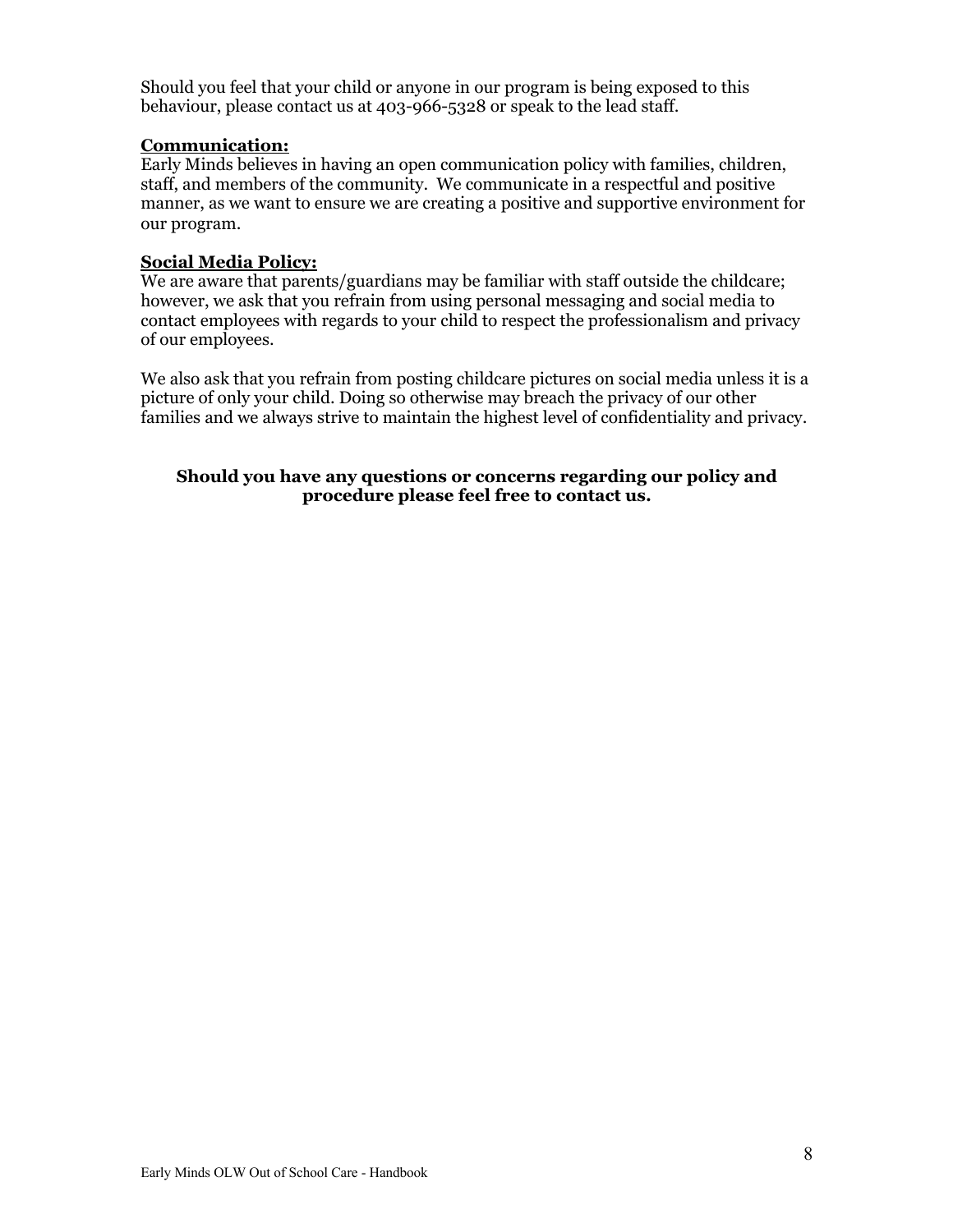Should you feel that your child or anyone in our program is being exposed to this behaviour, please contact us at 403-966-5328 or speak to the lead staff.

**Communication:**

Early Minds believes in having an open communication policy with families, children, staff, and members of the community. We communicate in a respectful and positive manner, as we want to ensure we are creating a positive and supportive environment for our program.

**Social Media Policy:**

We are aware that parents/guardians may be familiar with staff outside the childcare; however, we ask that you refrain from using personal messaging and social media to contact employees with regards to your child to respect the professionalism and privacy of our employees.

We also ask that you refrain from posting childcare pictures on social media unless it is a picture of only your child. Doing so otherwise may breach the privacy of our other families and we always strive to maintain the highest level of confidentiality and privacy.

**Should you have any questions or concerns regarding our policy and procedure please feel free to contact us.**